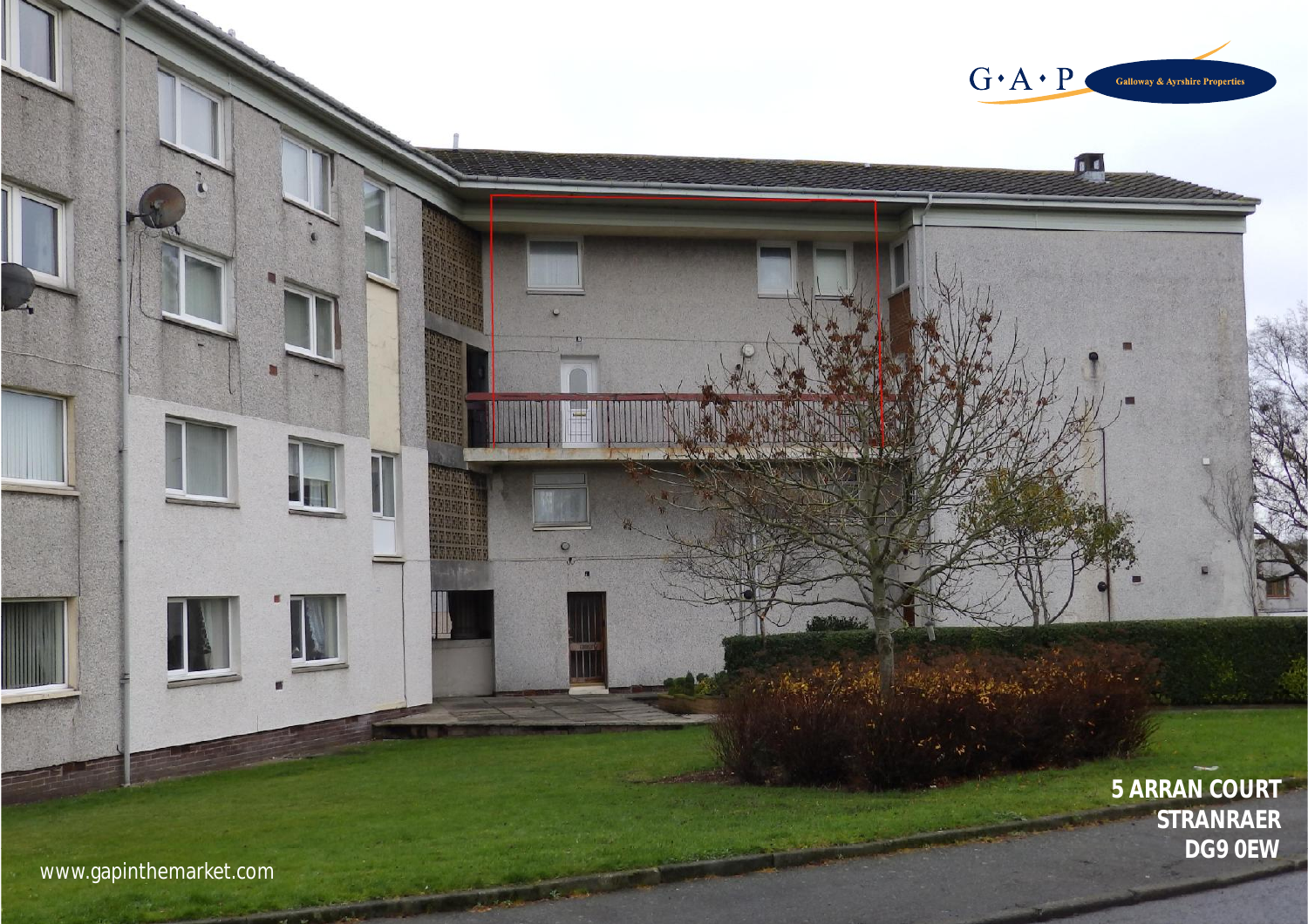G·A·P Galloway & Ayrshire Properties

**5 ARRAN COURT**
**STRANRAER**
**DG9 0EW**

www.gapinthemarket.com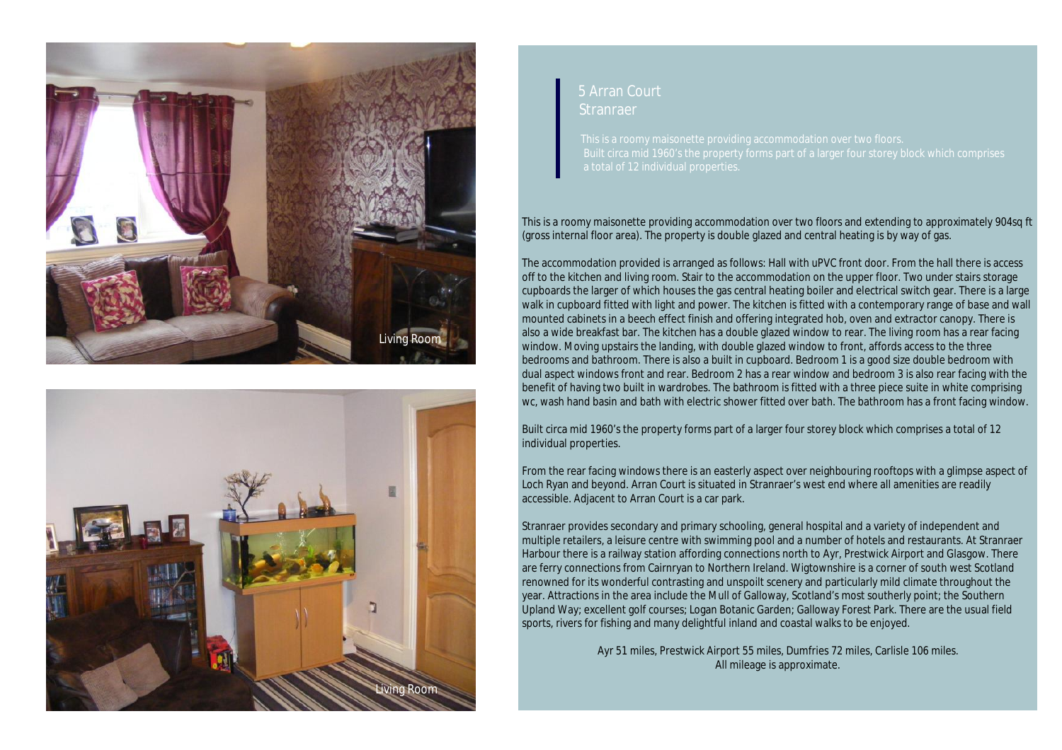Living Room

Living Room

# 5 Arran Court
## Stranraer

This is a roomy maisonette providing accommodation over two floors. Built circa mid 1960's the property forms part of a larger four storey block which comprises a total of 12 individual properties.

This is a roomy maisonette providing accommodation over two floors and extending to approximately 904sq ft (gross internal floor area). The property is double glazed and central heating is by way of gas.

The accommodation provided is arranged as follows: Hall with uPVC front door. From the hall there is access off to the kitchen and living room. Stair to the accommodation on the upper floor. Two under stairs storage cupboards the larger of which houses the gas central heating boiler and electrical switch gear. There is a large walk in cupboard fitted with light and power. The kitchen is fitted with a contemporary range of base and wall mounted cabinets in a beech effect finish and offering integrated hob, oven and extractor canopy. There is also a wide breakfast bar. The kitchen has a double glazed window to rear. The living room has a rear facing window. Moving upstairs the landing, with double glazed window to front, affords access to the three bedrooms and bathroom. There is also a built in cupboard. Bedroom 1 is a good size double bedroom with dual aspect windows front and rear. Bedroom 2 has a rear window and bedroom 3 is also rear facing with the benefit of having two built in wardrobes. The bathroom is fitted with a three piece suite in white comprising wc, wash hand basin and bath with electric shower fitted over bath. The bathroom has a front facing window.

Built circa mid 1960's the property forms part of a larger four storey block which comprises a total of 12 individual properties.

From the rear facing windows there is an easterly aspect over neighbouring rooftops with a glimpse aspect of Loch Ryan and beyond. Arran Court is situated in Stranraer's west end where all amenities are readily accessible. Adjacent to Arran Court is a car park.

Stranraer provides secondary and primary schooling, general hospital and a variety of independent and multiple retailers, a leisure centre with swimming pool and a number of hotels and restaurants. At Stranraer Harbour there is a railway station affording connections north to Ayr, Prestwick Airport and Glasgow. There are ferry connections from Cairnryan to Northern Ireland. Wigtownshire is a corner of south west Scotland renowned for its wonderful contrasting and unspoilt scenery and particularly mild climate throughout the year. Attractions in the area include the Mull of Galloway, Scotland's most southerly point; the Southern Upland Way; excellent golf courses; Logan Botanic Garden; Galloway Forest Park. There are the usual field sports, rivers for fishing and many delightful inland and coastal walks to be enjoyed.

Ayr 51 miles, Prestwick Airport 55 miles, Dumfries 72 miles, Carlisle 106 miles.
All mileage is approximate.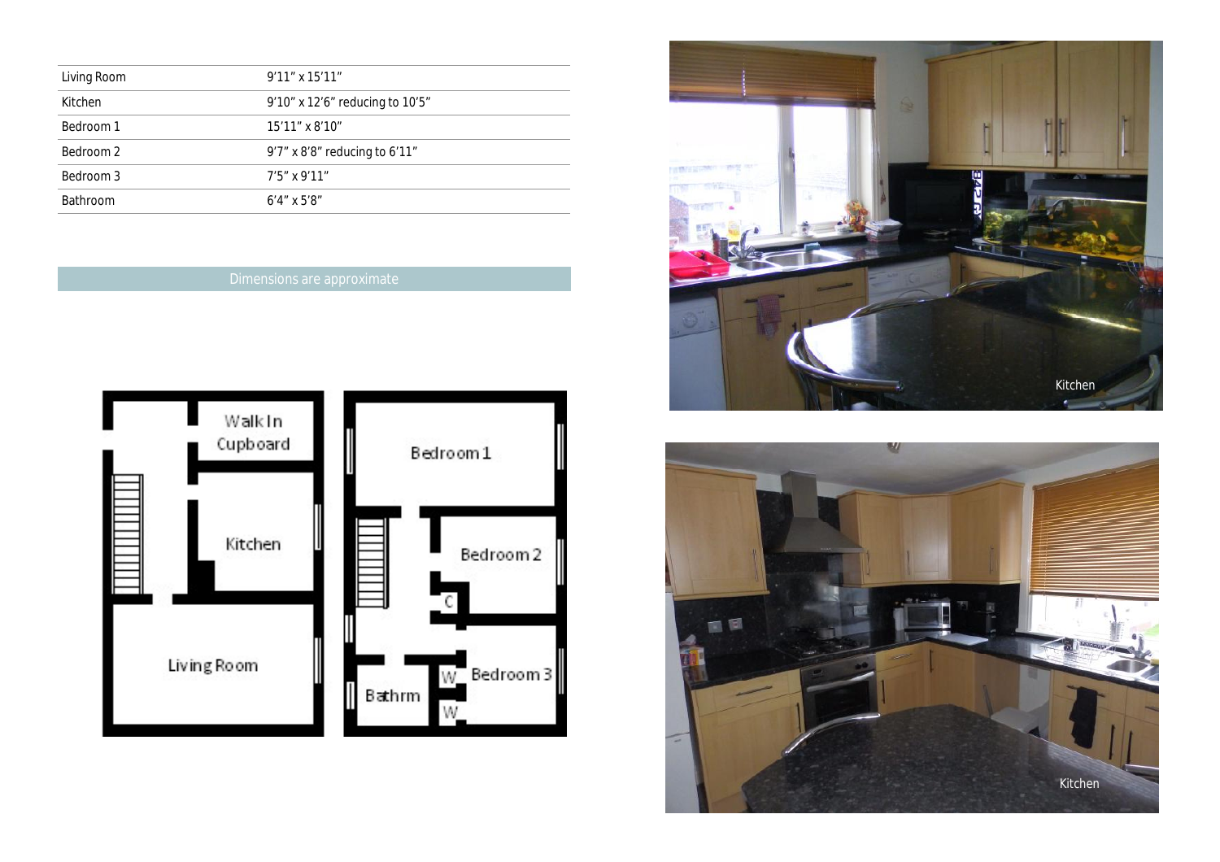| Living Room | 9'11" x 15'11" |
| --- | --- |
| Kitchen | 9'10" x 12'6" reducing to 10'5" |
| Bedroom 1 | 15'11" x 8'10" |
| Bedroom 2 | 9'7" x 8'8" reducing to 6'11" |
| Bedroom 3 | 7'5" x 9'11" |
| Bathroom | 6'4" x 5'8" |

Dimensions are approximate

Kitchen

Kitchen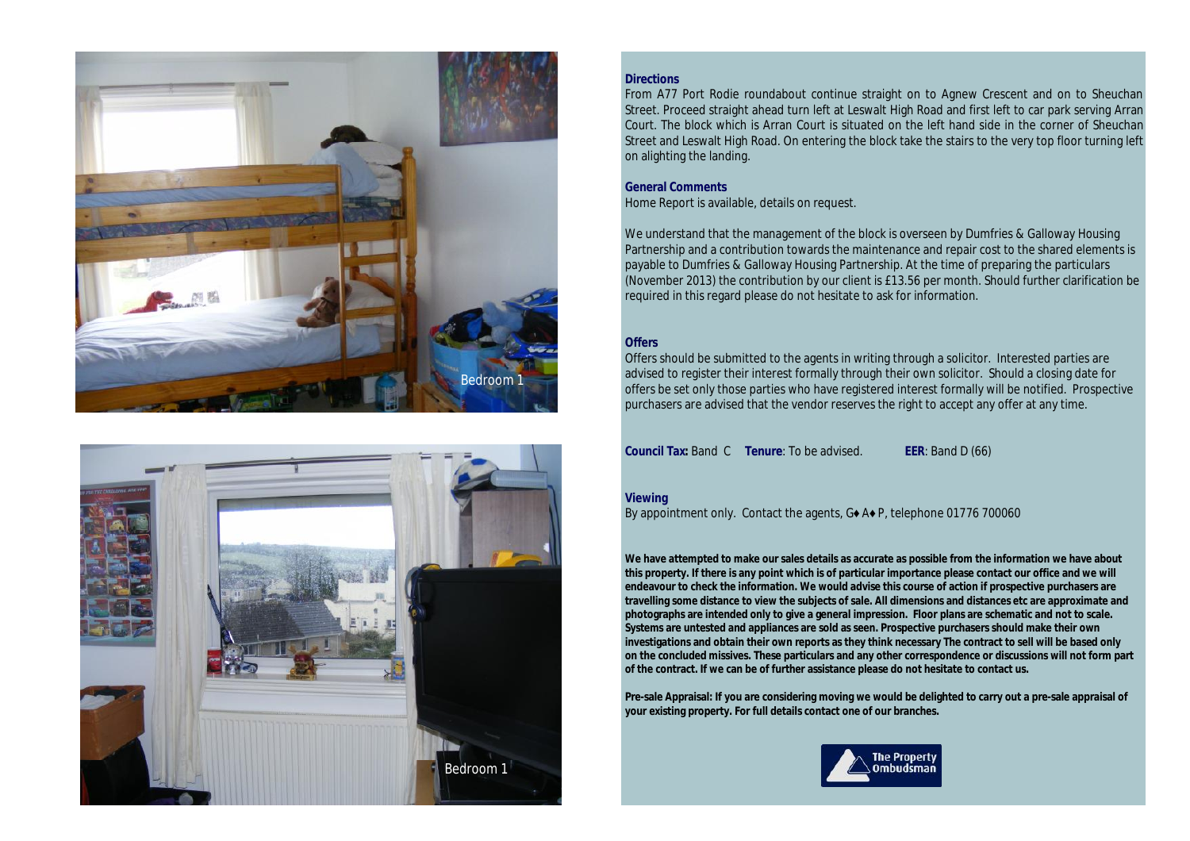Bedroom 1

Bedroom 1

**Directions**

From A77 Port Rodie roundabout continue straight on to Agnew Crescent and on to Sheuchan Street. Proceed straight ahead turn left at Leswalt High Road and first left to car park serving Arran Court. The block which is Arran Court is situated on the left hand side in the corner of Sheuchan Street and Leswalt High Road. On entering the block take the stairs to the very top floor turning left on alighting the landing.

**General Comments**

Home Report is available, details on request.

We understand that the management of the block is overseen by Dumfries & Galloway Housing Partnership and a contribution towards the maintenance and repair cost to the shared elements is payable to Dumfries & Galloway Housing Partnership. At the time of preparing the particulars (November 2013) the contribution by our client is £13.56 per month. Should further clarification be required in this regard please do not hesitate to ask for information.

**Offers**

Offers should be submitted to the agents in writing through a solicitor. Interested parties are advised to register their interest formally through their own solicitor. Should a closing date for offers be set only those parties who have registered interest formally will be notified. Prospective purchasers are advised that the vendor reserves the right to accept any offer at any time.

**Council Tax:** Band C **Tenure**: To be advised. **EER**: Band D (66)

**Viewing**

By appointment only. Contact the agents, G♦A♦P, telephone 01776 700060

**We have attempted to make our sales details as accurate as possible from the information we have about this property. If there is any point which is of particular importance please contact our office and we will endeavour to check the information. We would advise this course of action if prospective purchasers are travelling some distance to view the subjects of sale. All dimensions and distances etc are approximate and photographs are intended only to give a general impression. Floor plans are schematic and not to scale. Systems are untested and appliances are sold as seen. Prospective purchasers should make their own investigations and obtain their own reports as they think necessary The contract to sell will be based only on the concluded missives. These particulars and any other correspondence or discussions will not form part of the contract. If we can be of further assistance please do not hesitate to contact us.**

**Pre-sale Appraisal: If you are considering moving we would be delighted to carry out a pre-sale appraisal of your existing property. For full details contact one of our branches.**

The Property Ombudsman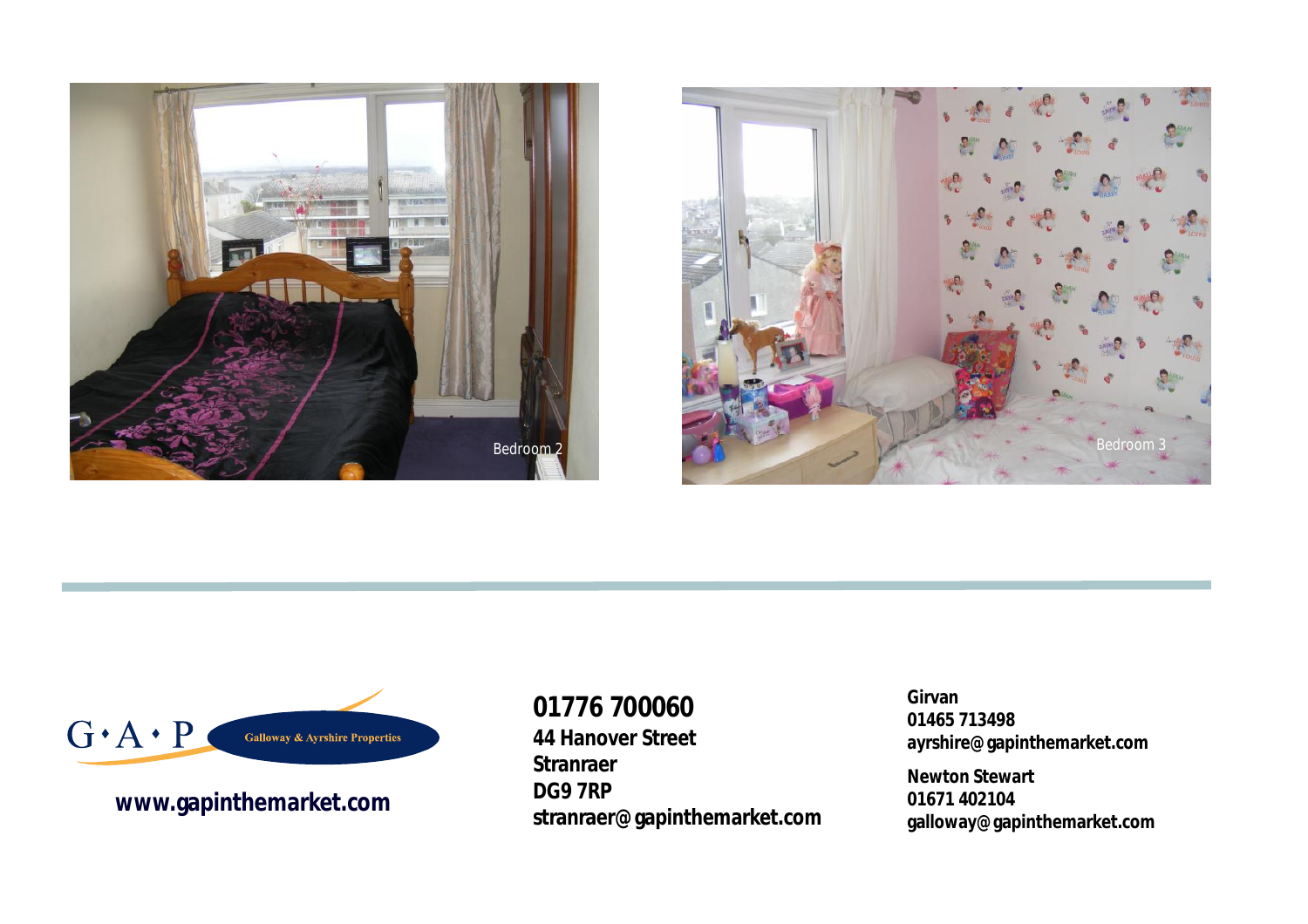Bedroom 2

Bedroom 3

G•A•P Galloway & Ayrshire Properties

www.gapinthemarket.com

**01776 700060**
**44 Hanover Street**
**Stranraer**
**DG9 7RP**
**stranraer@gapinthemarket.com**

**Girvan**
**01465 713498**
**ayrshire@gapinthemarket.com**

**Newton Stewart**
**01671 402104**
**galloway@gapinthemarket.com**